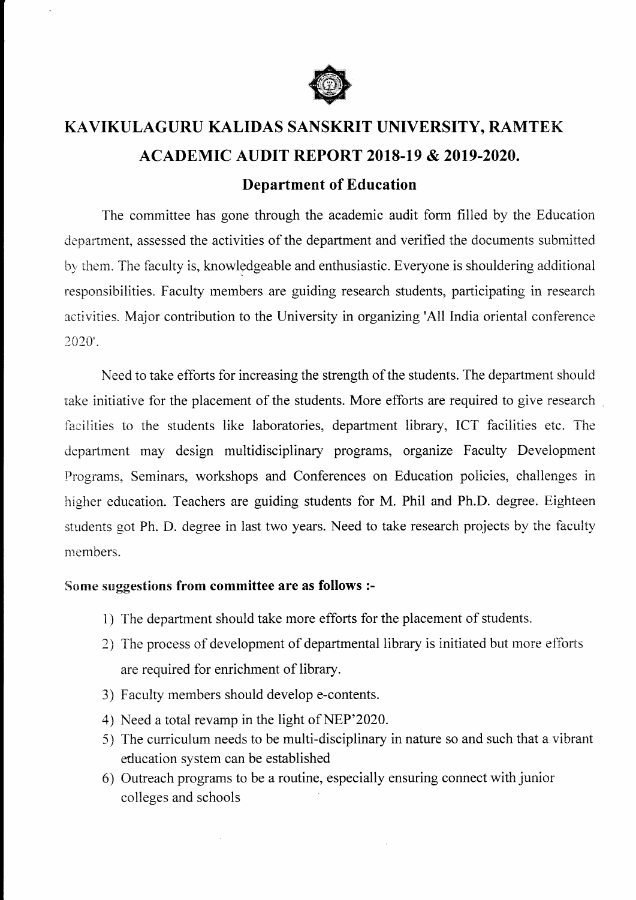# KAVIKULAGURU KALIDAS SANSKRIT UNIVERSITY, RAMTEK

## ACADEMIC AUDIT REPORT 2018-19 & 2019-2020.

### Department of Education

The committee has gone through the academic audit form filled by the Education department, assessed the activities of the department and verified the documents submitted by them. The faculty is, knowledgeable and enthusiastic. Everyone is shouldering additional responsibilities. Faculty members are guiding research students, participating in research activities. Major contribution to the University in organizing 'All India oriental conference 2020'.

Need to take efforts for increasing the strength of the students. The department should take initiative for the placement of the students. More efforts are required to give research facilities to the students like laboratories, department library, ICT facilities etc. The department may design multidisciplinary programs, organize Faculty Development Programs, Seminars, workshops and Conferences on Education policies, challenges in higher education. Teachers are guiding students for M. Phil and Ph.D. degree. Eighteen students got Ph. D. degree in last two years. Need to take research projects by the faculty members.

**Some suggestions from committee are as follows :-**

1) The department should take more efforts for the placement of students.
2) The process of development of departmental library is initiated but more efforts are required for enrichment of library.
3) Faculty members should develop e-contents.
4) Need a total revamp in the light of NEP'2020.
5) The curriculum needs to be multi-disciplinary in nature so and such that a vibrant education system can be established
6) Outreach programs to be a routine, especially ensuring connect with junior colleges and schools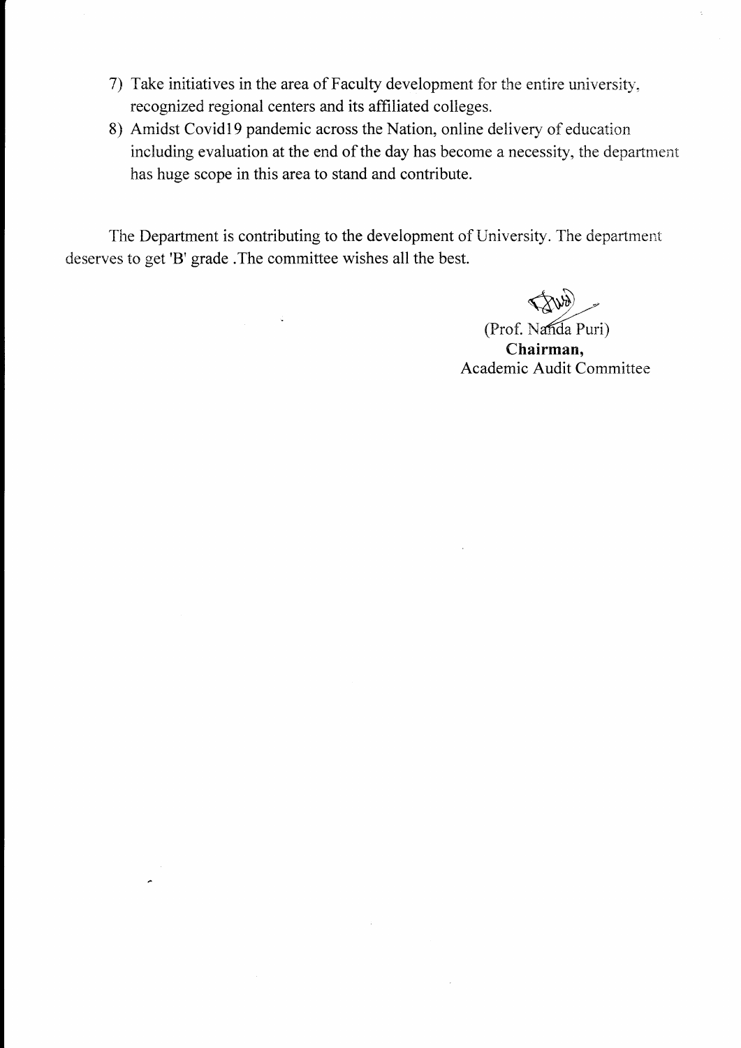7) Take initiatives in the area of Faculty development for the entire university, recognized regional centers and its affiliated colleges.
8) Amidst Covid19 pandemic across the Nation, online delivery of education including evaluation at the end of the day has become a necessity, the department has huge scope in this area to stand and contribute.

The Department is contributing to the development of University. The department deserves to get 'B' grade .The committee wishes all the best.

(Prof. Nanda Puri)
**Chairman,**
Academic Audit Committee